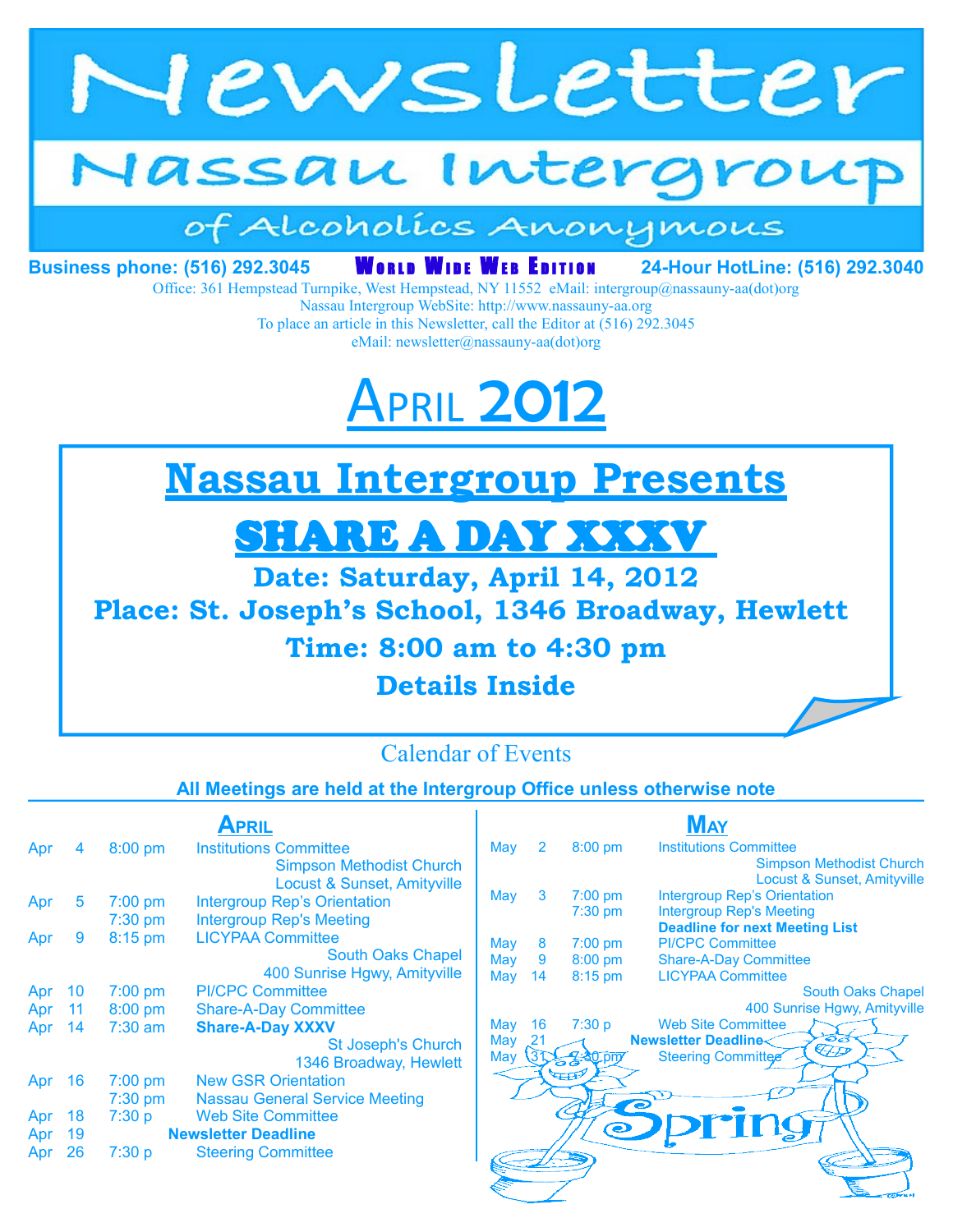# Newsletter

## Nassau Intergroup

### of Alcoholics Anonymous

**Business phone: (516) 292.3045** WORLD WIDE WEB EDITION **24-Hour HotLine: (516) 292.3040**

Office: 361 Hempstead Turnpike, West Hempstead, NY 11552 eMail: intergroup@nassauny-aa(dot)org
Nassau Intergroup WebSite: http://www.nassauny-aa.org
To place an article in this Newsletter, call the Editor at (516) 292.3045
eMail: newsletter@nassauny-aa(dot)org

# APRIL 2012

## Nassau Intergroup Presents

## SHARE A DAY XXXV

**Date: Saturday, April 14, 2012**

**Place: St. Joseph's School, 1346 Broadway, Hewlett**

**Time: 8:00 am to 4:30 pm**

**Details Inside**

## Calendar of Events

**All Meetings are held at the Intergroup Office unless otherwise note**

### APRIL

| | | | |
|---|---|---|---|
| Apr | 4 | 8:00 pm | Institutions Committee<br>Simpson Methodist Church<br>Locust & Sunset, Amityville |
| Apr | 5 | 7:00 pm | Intergroup Rep's Orientation |
| | | 7:30 pm | Intergroup Rep's Meeting |
| Apr | 9 | 8:15 pm | LICYPAA Committee<br>South Oaks Chapel<br>400 Sunrise Hgwy, Amityville |
| Apr | 10 | 7:00 pm | PI/CPC Committee |
| Apr | 11 | 8:00 pm | Share-A-Day Committee |
| Apr | 14 | 7:30 am | **Share-A-Day XXXV**<br>St Joseph's Church<br>1346 Broadway, Hewlett |
| Apr | 16 | 7:00 pm | New GSR Orientation |
| | | 7:30 pm | Nassau General Service Meeting |
| Apr | 18 | 7:30 p | Web Site Committee |
| Apr | 19 | | **Newsletter Deadline** |
| Apr | 26 | 7:30 p | Steering Committee |

### MAY

| | | | |
|---|---|---|---|
| May | 2 | 8:00 pm | Institutions Committee<br>Simpson Methodist Church<br>Locust & Sunset, Amityville |
| May | 3 | 7:00 pm | Intergroup Rep's Orientation |
| | | 7:30 pm | Intergroup Rep's Meeting<br>**Deadline for next Meeting List** |
| May | 8 | 7:00 pm | PI/CPC Committee |
| May | 9 | 8:00 pm | Share-A-Day Committee |
| May | 14 | 8:15 pm | LICYPAA Committee<br>South Oaks Chapel<br>400 Sunrise Hgwy, Amityville |
| May | 16 | 7:30 p | Web Site Committee |
| May | 21 | | **Newsletter Deadline** |
| May | 31 | 7:30 pm | Steering Committee |

Spring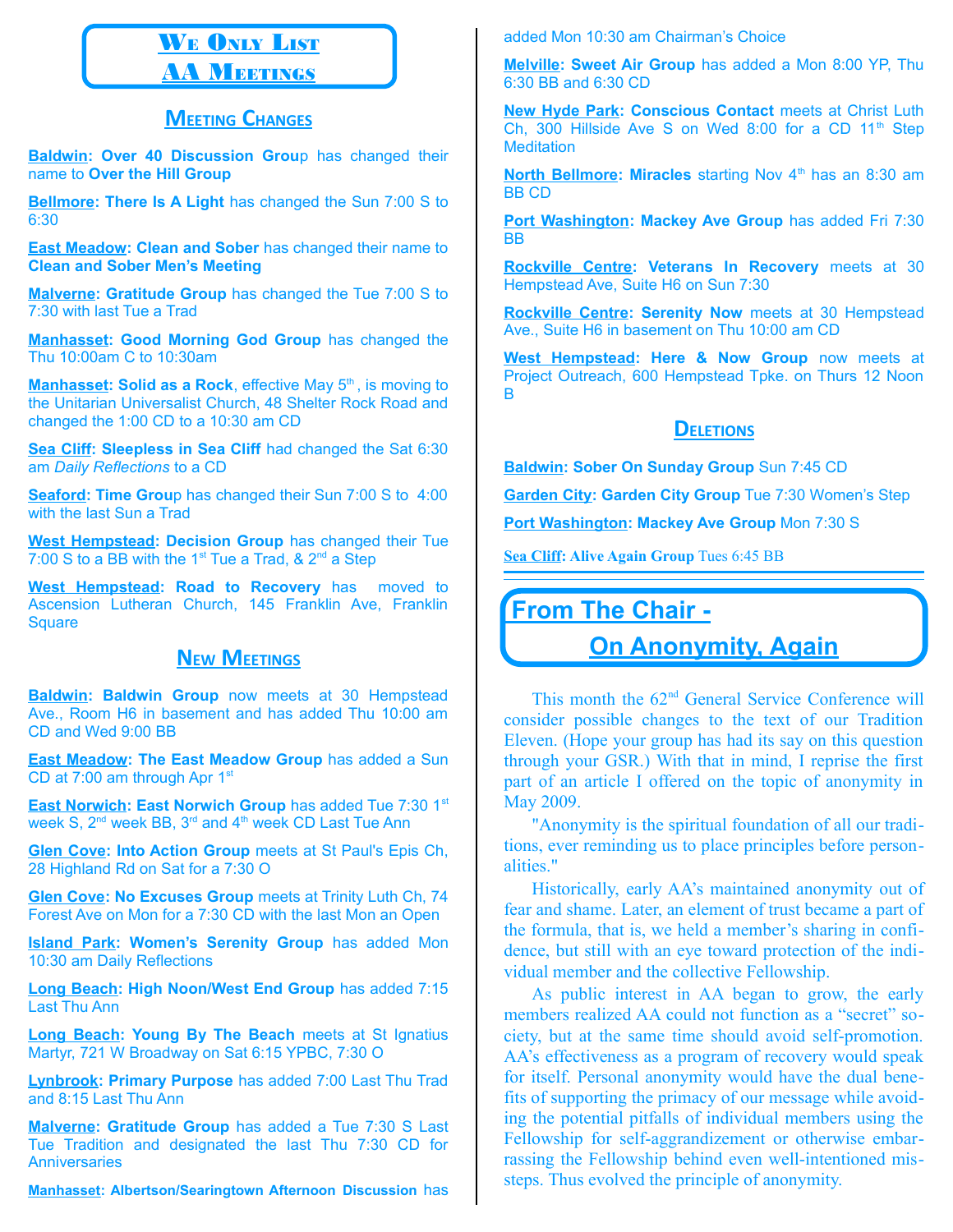# We Only List AA Meetings

## Meeting Changes

**Baldwin: Over 40 Discussion Group** has changed their name to **Over the Hill Group**

**Bellmore: There Is A Light** has changed the Sun 7:00 S to 6:30

**East Meadow: Clean and Sober** has changed their name to **Clean and Sober Men's Meeting**

**Malverne: Gratitude Group** has changed the Tue 7:00 S to 7:30 with last Tue a Trad

**Manhasset: Good Morning God Group** has changed the Thu 10:00am C to 10:30am

**Manhasset: Solid as a Rock**, effective May 5th, is moving to the Unitarian Universalist Church, 48 Shelter Rock Road and changed the 1:00 CD to a 10:30 am CD

**Sea Cliff: Sleepless in Sea Cliff** had changed the Sat 6:30 am *Daily Reflections* to a CD

**Seaford: Time Group** has changed their Sun 7:00 S to 4:00 with the last Sun a Trad

**West Hempstead: Decision Group** has changed their Tue 7:00 S to a BB with the 1st Tue a Trad, & 2nd a Step

**West Hempstead: Road to Recovery** has moved to Ascension Lutheran Church, 145 Franklin Ave, Franklin Square

## New Meetings

**Baldwin: Baldwin Group** now meets at 30 Hempstead Ave., Room H6 in basement and has added Thu 10:00 am CD and Wed 9:00 BB

**East Meadow: The East Meadow Group** has added a Sun CD at 7:00 am through Apr 1st

**East Norwich: East Norwich Group** has added Tue 7:30 1st week S, 2nd week BB, 3rd and 4th week CD Last Tue Ann

**Glen Cove: Into Action Group** meets at St Paul's Epis Ch, 28 Highland Rd on Sat for a 7:30 O

**Glen Cove: No Excuses Group** meets at Trinity Luth Ch, 74 Forest Ave on Mon for a 7:30 CD with the last Mon an Open

**Island Park: Women's Serenity Group** has added Mon 10:30 am Daily Reflections

**Long Beach: High Noon/West End Group** has added 7:15 Last Thu Ann

**Long Beach: Young By The Beach** meets at St Ignatius Martyr, 721 W Broadway on Sat 6:15 YPBC, 7:30 O

**Lynbrook: Primary Purpose** has added 7:00 Last Thu Trad and 8:15 Last Thu Ann

**Malverne: Gratitude Group** has added a Tue 7:30 S Last Tue Tradition and designated the last Thu 7:30 CD for Anniversaries

**Manhasset: Albertson/Searingtown Afternoon Discussion** has added Mon 10:30 am Chairman's Choice

**Melville: Sweet Air Group** has added a Mon 8:00 YP, Thu 6:30 BB and 6:30 CD

**New Hyde Park: Conscious Contact** meets at Christ Luth Ch, 300 Hillside Ave S on Wed 8:00 for a CD 11th Step Meditation

**North Bellmore: Miracles** starting Nov 4th has an 8:30 am BB CD

**Port Washington: Mackey Ave Group** has added Fri 7:30 BB

**Rockville Centre: Veterans In Recovery** meets at 30 Hempstead Ave, Suite H6 on Sun 7:30

**Rockville Centre: Serenity Now** meets at 30 Hempstead Ave., Suite H6 in basement on Thu 10:00 am CD

**West Hempstead: Here & Now Group** now meets at Project Outreach, 600 Hempstead Tpke. on Thurs 12 Noon B

## Deletions

**Baldwin: Sober On Sunday Group** Sun 7:45 CD

**Garden City: Garden City Group** Tue 7:30 Women's Step

**Port Washington: Mackey Ave Group** Mon 7:30 S

**Sea Cliff: Alive Again Group** Tues 6:45 BB

# From The Chair - On Anonymity, Again

This month the 62nd General Service Conference will consider possible changes to the text of our Tradition Eleven. (Hope your group has had its say on this question through your GSR.) With that in mind, I reprise the first part of an article I offered on the topic of anonymity in May 2009.

"Anonymity is the spiritual foundation of all our traditions, ever reminding us to place principles before personalities."

Historically, early AA's maintained anonymity out of fear and shame. Later, an element of trust became a part of the formula, that is, we held a member's sharing in confidence, but still with an eye toward protection of the individual member and the collective Fellowship.

As public interest in AA began to grow, the early members realized AA could not function as a "secret" society, but at the same time should avoid self-promotion. AA's effectiveness as a program of recovery would speak for itself. Personal anonymity would have the dual benefits of supporting the primacy of our message while avoiding the potential pitfalls of individual members using the Fellowship for self-aggrandizement or otherwise embarrassing the Fellowship behind even well-intentioned missteps. Thus evolved the principle of anonymity.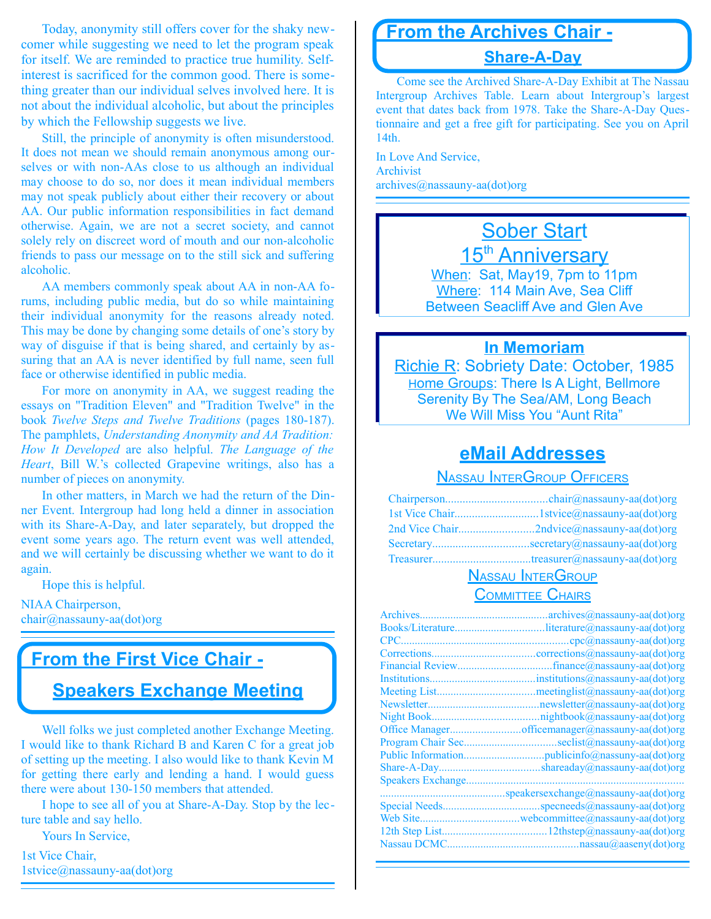Today, anonymity still offers cover for the shaky newcomer while suggesting we need to let the program speak for itself. We are reminded to practice true humility. Self-interest is sacrificed for the common good. There is something greater than our individual selves involved here. It is not about the individual alcoholic, but about the principles by which the Fellowship suggests we live.

Still, the principle of anonymity is often misunderstood. It does not mean we should remain anonymous among ourselves or with non-AAs close to us although an individual may choose to do so, nor does it mean individual members may not speak publicly about either their recovery or about AA. Our public information responsibilities in fact demand otherwise. Again, we are not a secret society, and cannot solely rely on discreet word of mouth and our non-alcoholic friends to pass our message on to the still sick and suffering alcoholic.

AA members commonly speak about AA in non-AA forums, including public media, but do so while maintaining their individual anonymity for the reasons already noted. This may be done by changing some details of one's story by way of disguise if that is being shared, and certainly by assuring that an AA is never identified by full name, seen full face or otherwise identified in public media.

For more on anonymity in AA, we suggest reading the essays on "Tradition Eleven" and "Tradition Twelve" in the book *Twelve Steps and Twelve Traditions* (pages 180-187). The pamphlets, *Understanding Anonymity and AA Tradition: How It Developed* are also helpful. *The Language of the Heart*, Bill W.'s collected Grapevine writings, also has a number of pieces on anonymity.

In other matters, in March we had the return of the Dinner Event. Intergroup had long held a dinner in association with its Share-A-Day, and later separately, but dropped the event some years ago. The return event was well attended, and we will certainly be discussing whether we want to do it again.

Hope this is helpful.

NIAA Chairperson,
chair@nassauny-aa(dot)org

## From the First Vice Chair - Speakers Exchange Meeting

Well folks we just completed another Exchange Meeting. I would like to thank Richard B and Karen C for a great job of setting up the meeting. I also would like to thank Kevin M for getting there early and lending a hand. I would guess there were about 130-150 members that attended.

I hope to see all of you at Share-A-Day. Stop by the lecture table and say hello.

Yours In Service,

1st Vice Chair,
1stvice@nassauny-aa(dot)org

## From the Archives Chair - Share-A-Day

Come see the Archived Share-A-Day Exhibit at The Nassau Intergroup Archives Table. Learn about Intergroup's largest event that dates back from 1978. Take the Share-A-Day Questionnaire and get a free gift for participating. See you on April 14th.

In Love And Service,
Archivist
archives@nassauny-aa(dot)org

## Sober Start 15th Anniversary

When: Sat, May19, 7pm to 11pm
Where: 114 Main Ave, Sea Cliff
Between Seacliff Ave and Glen Ave

## In Memoriam

Richie R: Sobriety Date: October, 1985
Home Groups: There Is A Light, Bellmore
Serenity By The Sea/AM, Long Beach
We Will Miss You "Aunt Rita"

## eMail Addresses

### Nassau InterGroup Officers

Chairperson....chair@nassauny-aa(dot)org
1st Vice Chair....1stvice@nassauny-aa(dot)org
2nd Vice Chair....2ndvice@nassauny-aa(dot)org
Secretary....secretary@nassauny-aa(dot)org
Treasurer....treasurer@nassauny-aa(dot)org

### Nassau InterGroup Committee Chairs

Archives....archives@nassauny-aa(dot)org
Books/Literature....literature@nassauny-aa(dot)org
CPC....cpc@nassauny-aa(dot)org
Corrections....corrections@nassauny-aa(dot)org
Financial Review....finance@nassauny-aa(dot)org
Institutions....institutions@nassauny-aa(dot)org
Meeting List....meetinglist@nassauny-aa(dot)org
Newsletter....newsletter@nassauny-aa(dot)org
Night Book....nightbook@nassauny-aa(dot)org
Office Manager....officemanager@nassauny-aa(dot)org
Program Chair Sec....seclist@nassauny-aa(dot)org
Public Information....publicinfo@nassauny-aa(dot)org
Share-A-Day....shareaday@nassauny-aa(dot)org
Speakers Exchange....speakersexchange@nassauny-aa(dot)org
Special Needs....specneeds@nassauny-aa(dot)org
Web Site....webcommittee@nassauny-aa(dot)org
12th Step List....12thstep@nassauny-aa(dot)org
Nassau DCMC....nassau@aaseny(dot)org